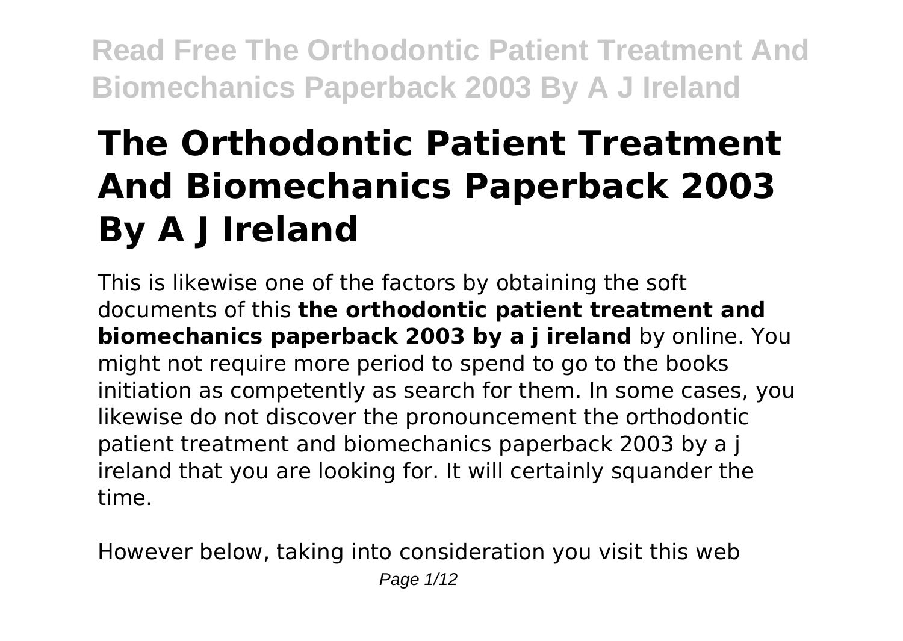# The Orthodontic Patient Treatment And Biomechanics Paperback 2003 By A J Ireland

This is likewise one of the factors by obtaining the soft documents of this **the orthodontic patient treatment and biomechanics paperback 2003 by a j ireland** by online. You might not require more period to spend to go to the books initiation as competently as search for them. In some cases, you likewise do not discover the pronouncement the orthodontic patient treatment and biomechanics paperback 2003 by a j ireland that you are looking for. It will certainly squander the time.

However below, taking into consideration you visit this web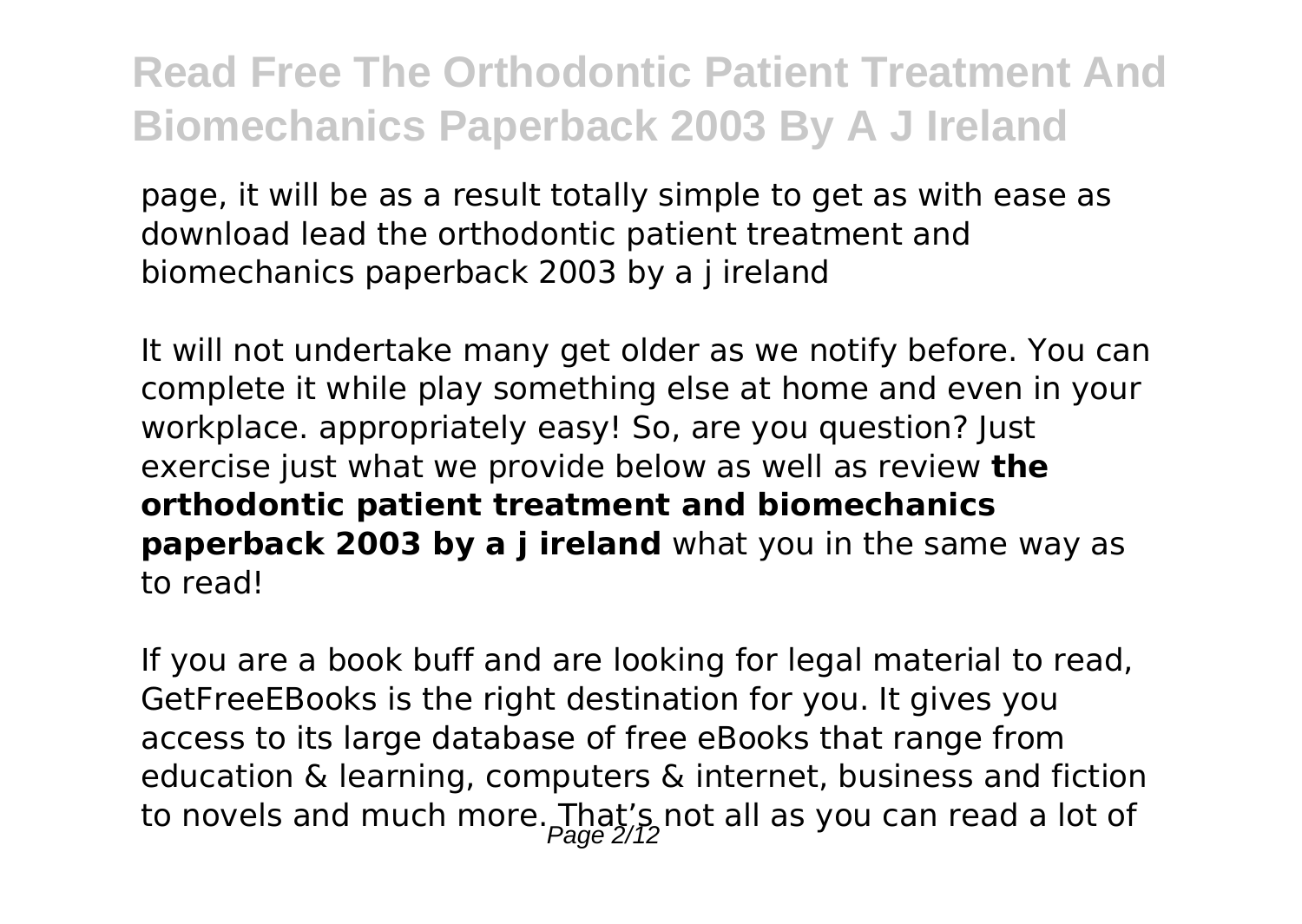page, it will be as a result totally simple to get as with ease as download lead the orthodontic patient treatment and biomechanics paperback 2003 by a j ireland

It will not undertake many get older as we notify before. You can complete it while play something else at home and even in your workplace. appropriately easy! So, are you question? Just exercise just what we provide below as well as review **the orthodontic patient treatment and biomechanics paperback 2003 by a j ireland** what you in the same way as to read!

If you are a book buff and are looking for legal material to read, GetFreeEBooks is the right destination for you. It gives you access to its large database of free eBooks that range from education & learning, computers & internet, business and fiction to novels and much more. That's not all as you can read a lot of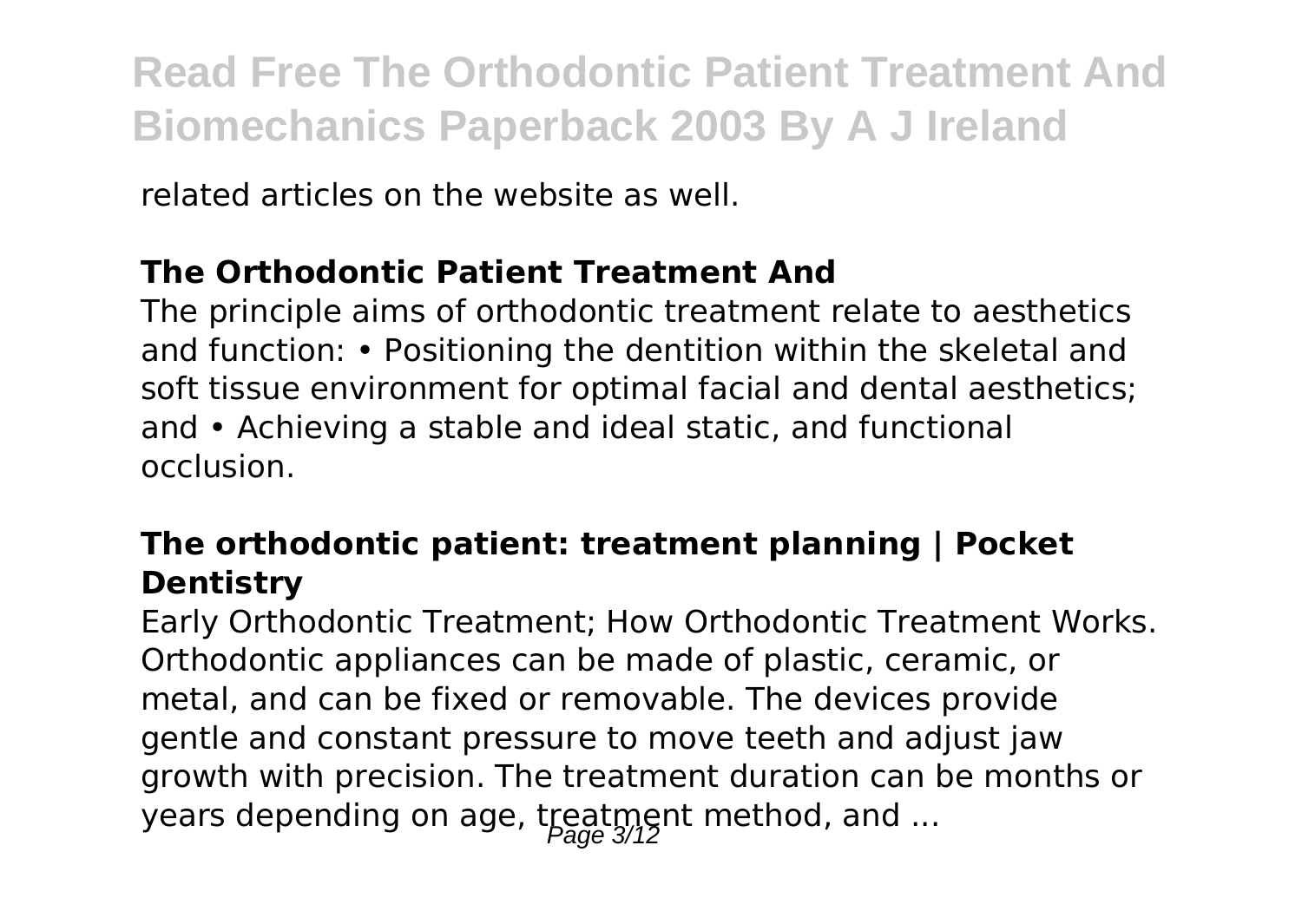related articles on the website as well.

**The Orthodontic Patient Treatment And**

The principle aims of orthodontic treatment relate to aesthetics and function: • Positioning the dentition within the skeletal and soft tissue environment for optimal facial and dental aesthetics; and • Achieving a stable and ideal static, and functional occlusion.

**The orthodontic patient: treatment planning | Pocket Dentistry**

Early Orthodontic Treatment; How Orthodontic Treatment Works. Orthodontic appliances can be made of plastic, ceramic, or metal, and can be fixed or removable. The devices provide gentle and constant pressure to move teeth and adjust jaw growth with precision. The treatment duration can be months or years depending on age, treatment method, and ...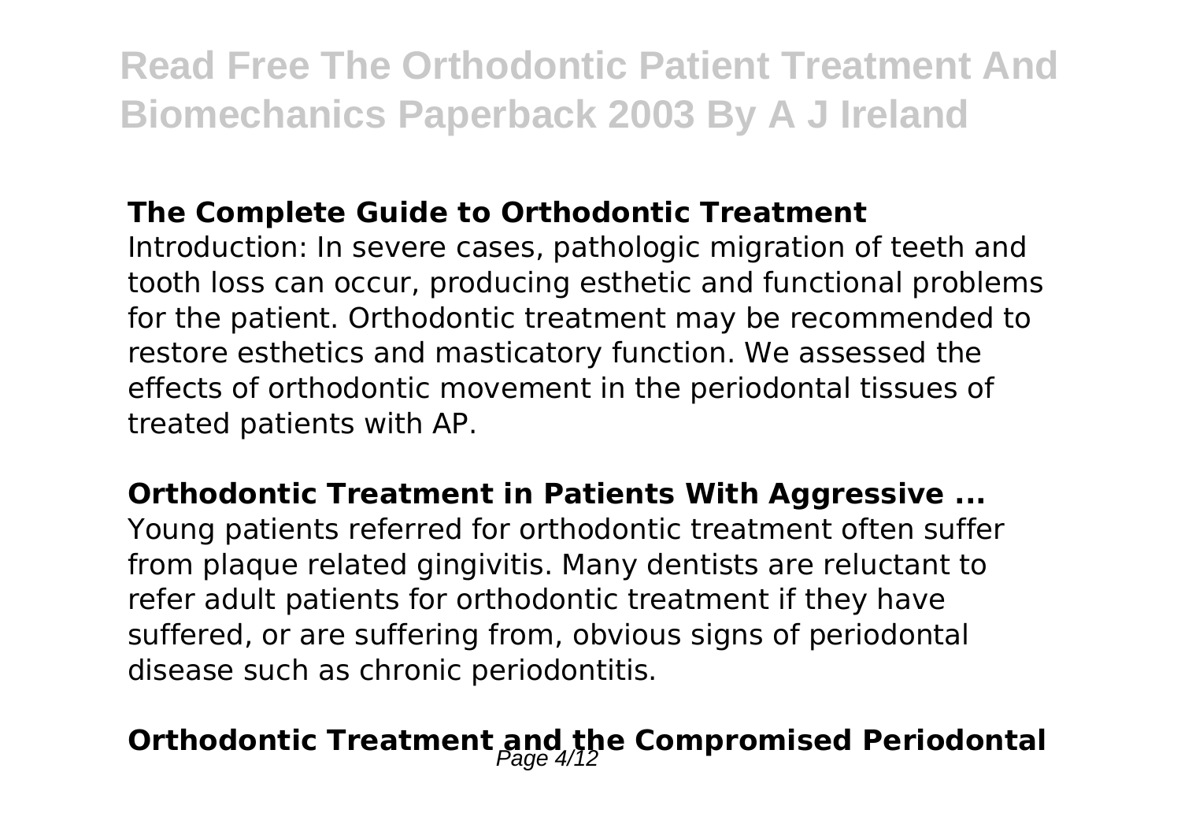### The Complete Guide to Orthodontic Treatment

Introduction: In severe cases, pathologic migration of teeth and tooth loss can occur, producing esthetic and functional problems for the patient. Orthodontic treatment may be recommended to restore esthetics and masticatory function. We assessed the effects of orthodontic movement in the periodontal tissues of treated patients with AP.

### Orthodontic Treatment in Patients With Aggressive ...

Young patients referred for orthodontic treatment often suffer from plaque related gingivitis. Many dentists are reluctant to refer adult patients for orthodontic treatment if they have suffered, or are suffering from, obvious signs of periodontal disease such as chronic periodontitis.

### Orthodontic Treatment and the Compromised Periodontal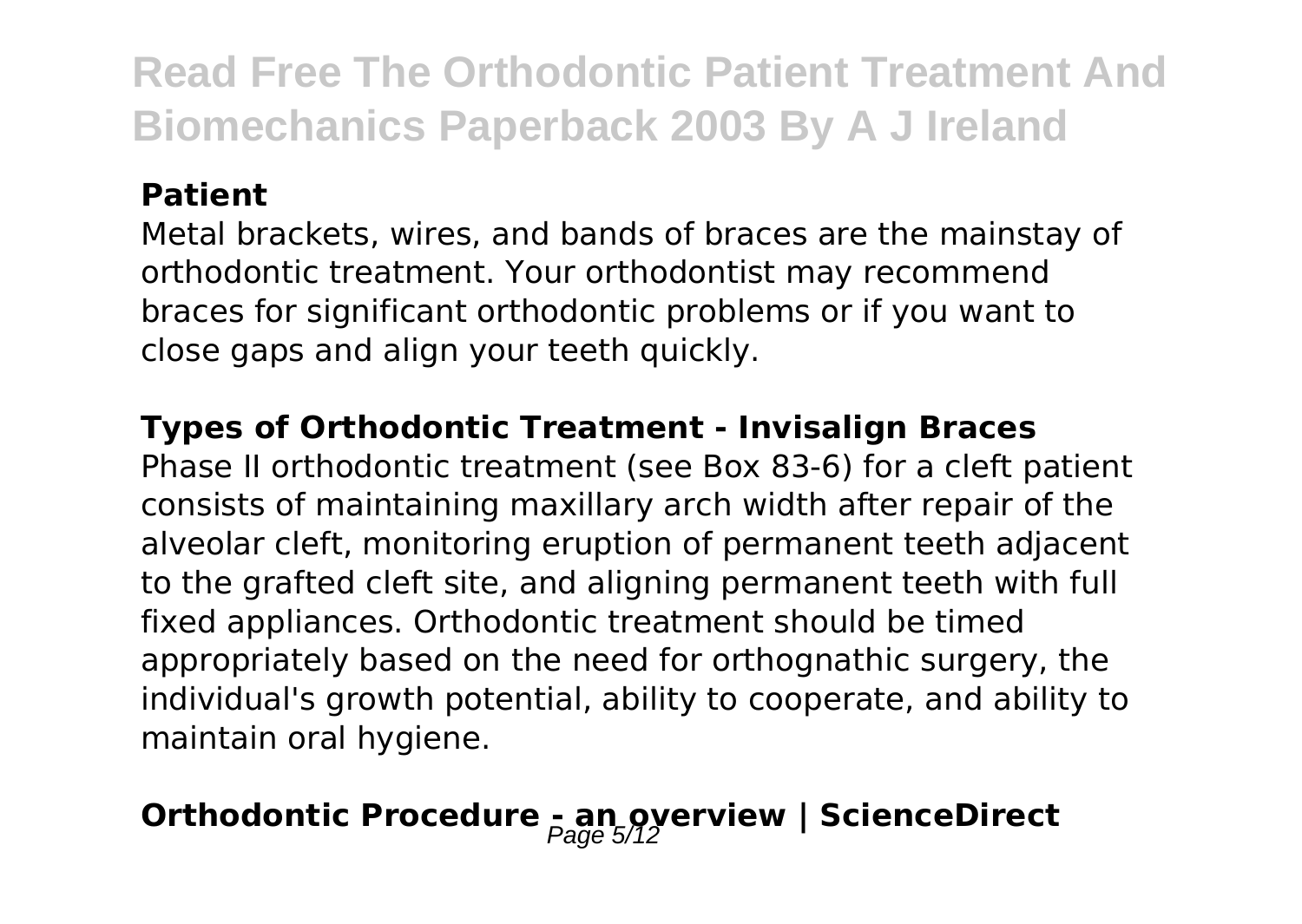**Patient**

Metal brackets, wires, and bands of braces are the mainstay of orthodontic treatment. Your orthodontist may recommend braces for significant orthodontic problems or if you want to close gaps and align your teeth quickly.

**Types of Orthodontic Treatment - Invisalign Braces**

Phase II orthodontic treatment (see Box 83-6) for a cleft patient consists of maintaining maxillary arch width after repair of the alveolar cleft, monitoring eruption of permanent teeth adjacent to the grafted cleft site, and aligning permanent teeth with full fixed appliances. Orthodontic treatment should be timed appropriately based on the need for orthognathic surgery, the individual's growth potential, ability to cooperate, and ability to maintain oral hygiene.

**Orthodontic Procedure - an overview | ScienceDirect**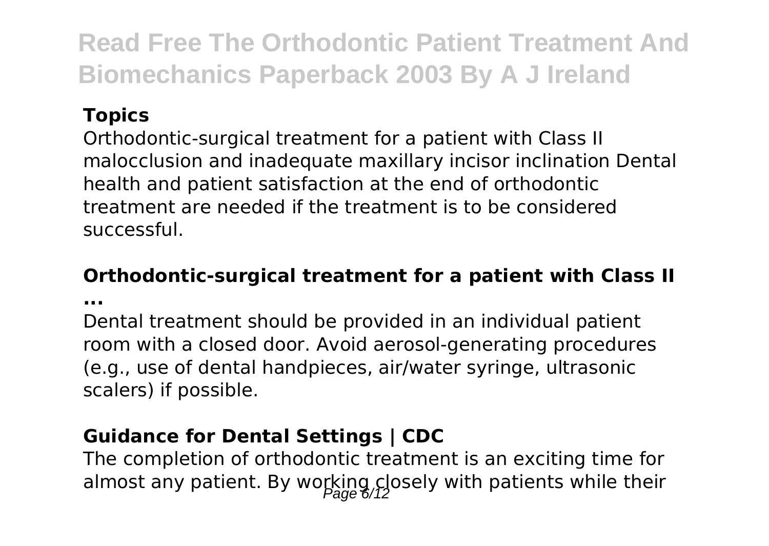### Topics

Orthodontic-surgical treatment for a patient with Class II malocclusion and inadequate maxillary incisor inclination Dental health and patient satisfaction at the end of orthodontic treatment are needed if the treatment is to be considered successful.

### Orthodontic-surgical treatment for a patient with Class II ...

Dental treatment should be provided in an individual patient room with a closed door. Avoid aerosol-generating procedures (e.g., use of dental handpieces, air/water syringe, ultrasonic scalers) if possible.

### Guidance for Dental Settings | CDC

The completion of orthodontic treatment is an exciting time for almost any patient. By working closely with patients while their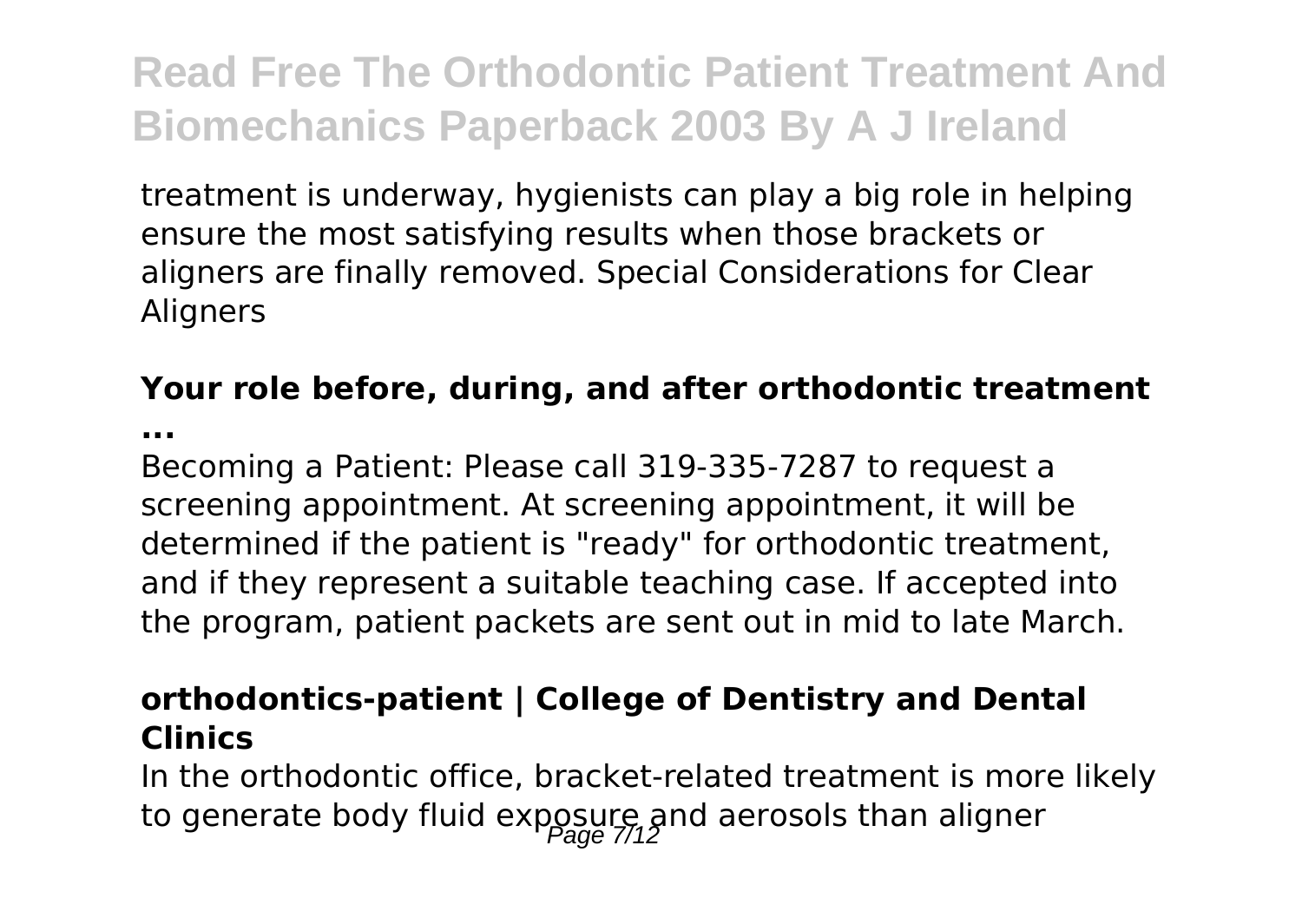treatment is underway, hygienists can play a big role in helping ensure the most satisfying results when those brackets or aligners are finally removed. Special Considerations for Clear Aligners

**Your role before, during, and after orthodontic treatment ...**

Becoming a Patient: Please call 319-335-7287 to request a screening appointment. At screening appointment, it will be determined if the patient is "ready" for orthodontic treatment, and if they represent a suitable teaching case. If accepted into the program, patient packets are sent out in mid to late March.

**orthodontics-patient | College of Dentistry and Dental Clinics**

In the orthodontic office, bracket-related treatment is more likely to generate body fluid exposure and aerosols than aligner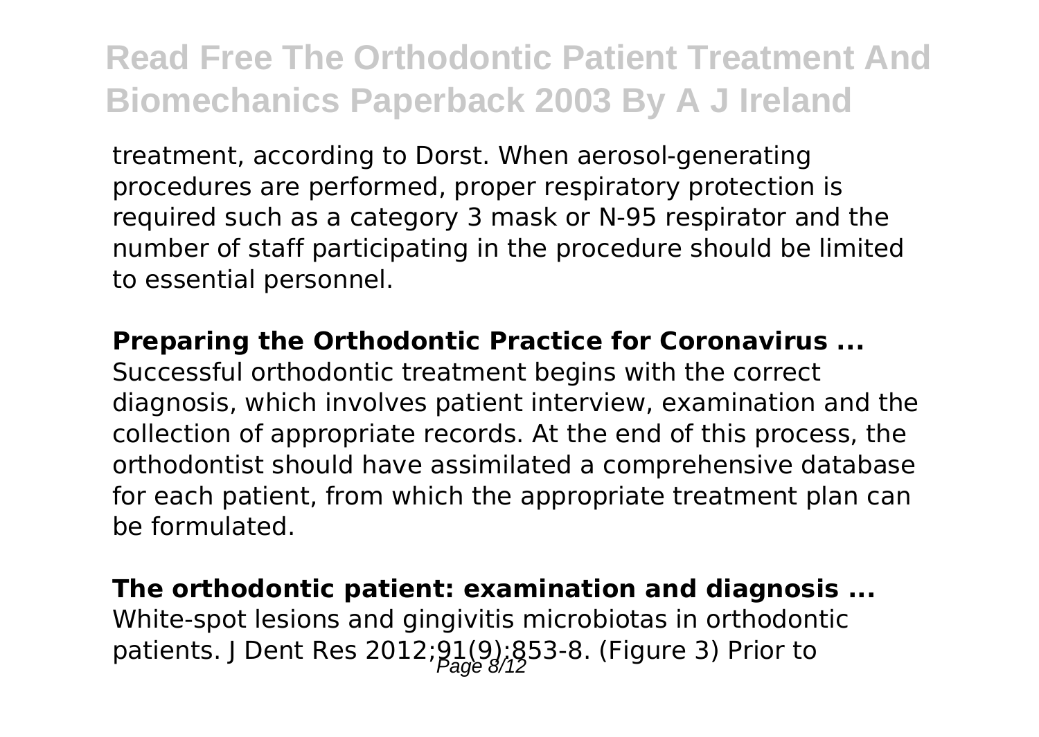treatment, according to Dorst. When aerosol-generating procedures are performed, proper respiratory protection is required such as a category 3 mask or N-95 respirator and the number of staff participating in the procedure should be limited to essential personnel.

**Preparing the Orthodontic Practice for Coronavirus ...**

Successful orthodontic treatment begins with the correct diagnosis, which involves patient interview, examination and the collection of appropriate records. At the end of this process, the orthodontist should have assimilated a comprehensive database for each patient, from which the appropriate treatment plan can be formulated.

**The orthodontic patient: examination and diagnosis ...**

White-spot lesions and gingivitis microbiotas in orthodontic patients. J Dent Res 2012;91(9):853-8. (Figure 3) Prior to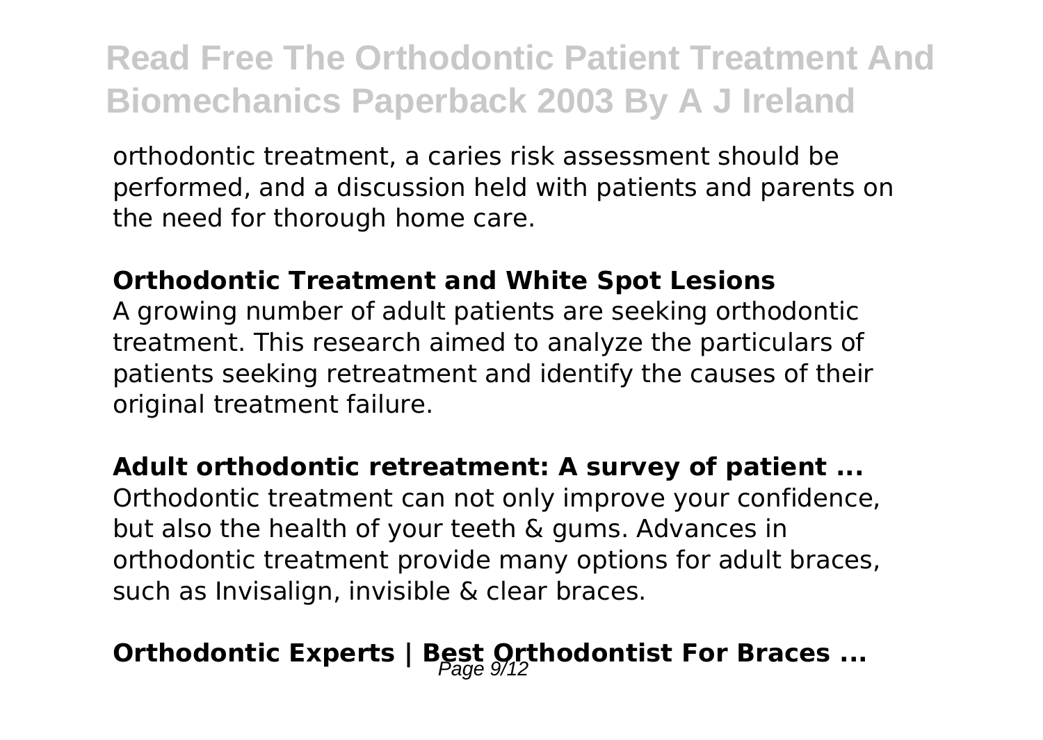orthodontic treatment, a caries risk assessment should be performed, and a discussion held with patients and parents on the need for thorough home care.

**Orthodontic Treatment and White Spot Lesions**

A growing number of adult patients are seeking orthodontic treatment. This research aimed to analyze the particulars of patients seeking retreatment and identify the causes of their original treatment failure.

**Adult orthodontic retreatment: A survey of patient ...**

Orthodontic treatment can not only improve your confidence, but also the health of your teeth & gums. Advances in orthodontic treatment provide many options for adult braces, such as Invisalign, invisible & clear braces.

**Orthodontic Experts | Best Orthodontist For Braces ...**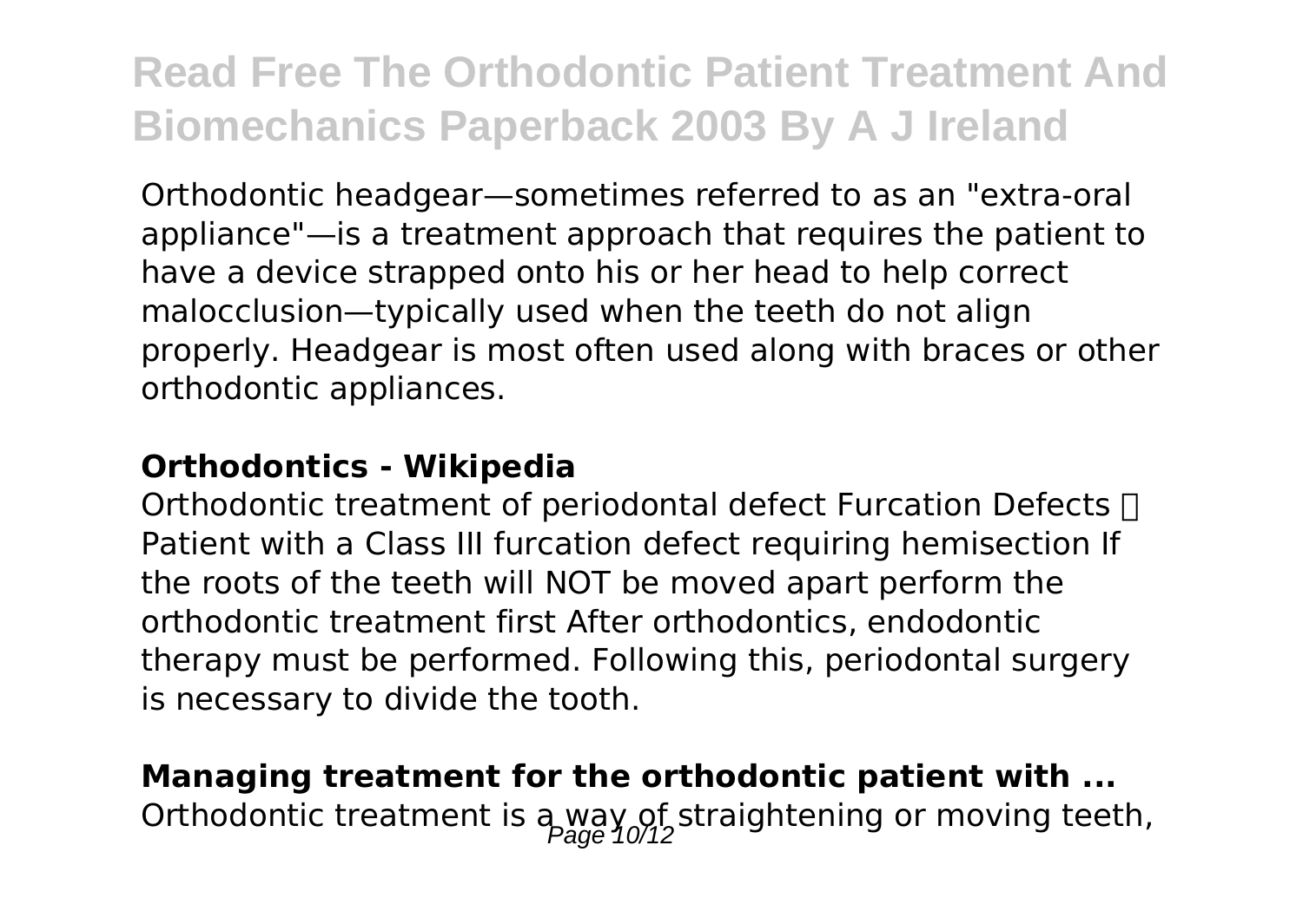Orthodontic headgear—sometimes referred to as an "extra-oral appliance"—is a treatment approach that requires the patient to have a device strapped onto his or her head to help correct malocclusion—typically used when the teeth do not align properly. Headgear is most often used along with braces or other orthodontic appliances.

**Orthodontics - Wikipedia**

Orthodontic treatment of periodontal defect Furcation Defects  Patient with a Class III furcation defect requiring hemisection If the roots of the teeth will NOT be moved apart perform the orthodontic treatment first After orthodontics, endodontic therapy must be performed. Following this, periodontal surgery is necessary to divide the tooth.

**Managing treatment for the orthodontic patient with ...**

Orthodontic treatment is a way of straightening or moving teeth,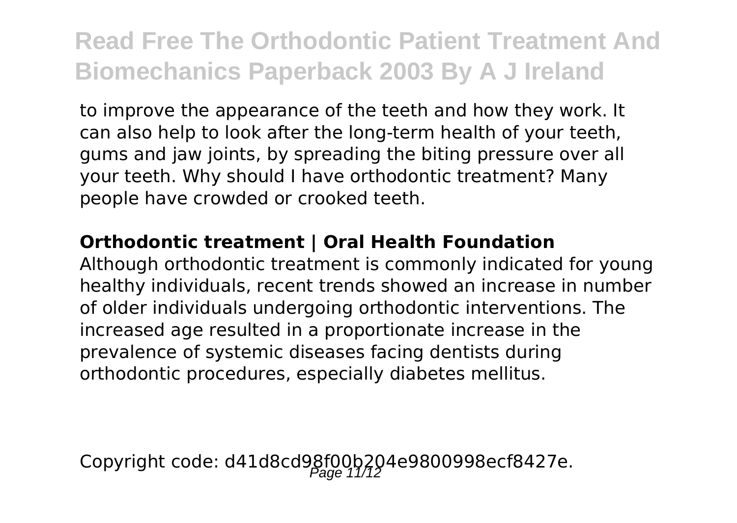to improve the appearance of the teeth and how they work. It can also help to look after the long-term health of your teeth, gums and jaw joints, by spreading the biting pressure over all your teeth. Why should I have orthodontic treatment? Many people have crowded or crooked teeth.

**Orthodontic treatment | Oral Health Foundation**

Although orthodontic treatment is commonly indicated for young healthy individuals, recent trends showed an increase in number of older individuals undergoing orthodontic interventions. The increased age resulted in a proportionate increase in the prevalence of systemic diseases facing dentists during orthodontic procedures, especially diabetes mellitus.

Copyright code: d41d8cd98f00b204e9800998ecf8427e.